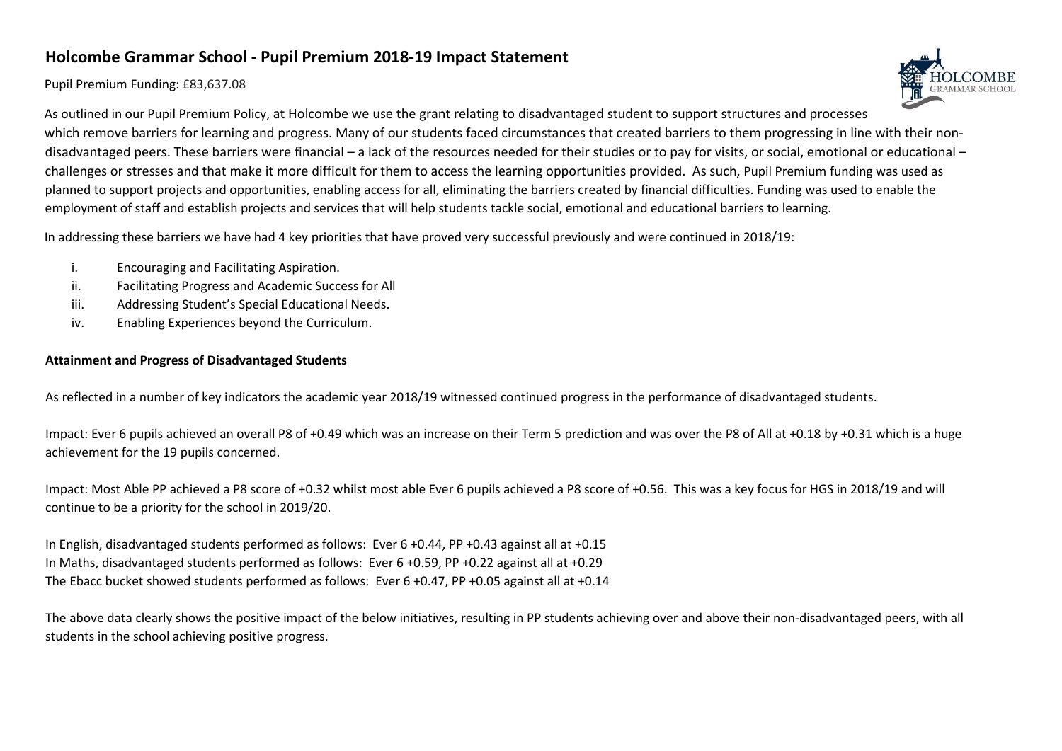## Holcombe Grammar School - Pupil Premium 2018-19 Impact Statement

Pupil Premium Funding: £83,637.08

As outlined in our Pupil Premium Policy, at Holcombe we use the grant relating to disadvantaged student to support structures and processes which remove barriers for learning and progress. Many of our students faced circumstances that created barriers to them progressing in line with their non-disadvantaged peers. These barriers were financial – a lack of the resources needed for their studies or to pay for visits, or social, emotional or educational – challenges or stresses and that make it more difficult for them to access the learning opportunities provided. As such, Pupil Premium funding was used as planned to support projects and opportunities, enabling access for all, eliminating the barriers created by financial difficulties. Funding was used to enable the employment of staff and establish projects and services that will help students tackle social, emotional and educational barriers to learning.

In addressing these barriers we have had 4 key priorities that have proved very successful previously and were continued in 2018/19:

i. Encouraging and Facilitating Aspiration.
ii. Facilitating Progress and Academic Success for All
iii. Addressing Student's Special Educational Needs.
iv. Enabling Experiences beyond the Curriculum.

**Attainment and Progress of Disadvantaged Students**

As reflected in a number of key indicators the academic year 2018/19 witnessed continued progress in the performance of disadvantaged students.

Impact: Ever 6 pupils achieved an overall P8 of +0.49 which was an increase on their Term 5 prediction and was over the P8 of All at +0.18 by +0.31 which is a huge achievement for the 19 pupils concerned.

Impact: Most Able PP achieved a P8 score of +0.32 whilst most able Ever 6 pupils achieved a P8 score of +0.56. This was a key focus for HGS in 2018/19 and will continue to be a priority for the school in 2019/20.

In English, disadvantaged students performed as follows: Ever 6 +0.44, PP +0.43 against all at +0.15
In Maths, disadvantaged students performed as follows: Ever 6 +0.59, PP +0.22 against all at +0.29
The Ebacc bucket showed students performed as follows: Ever 6 +0.47, PP +0.05 against all at +0.14

The above data clearly shows the positive impact of the below initiatives, resulting in PP students achieving over and above their non-disadvantaged peers, with all students in the school achieving positive progress.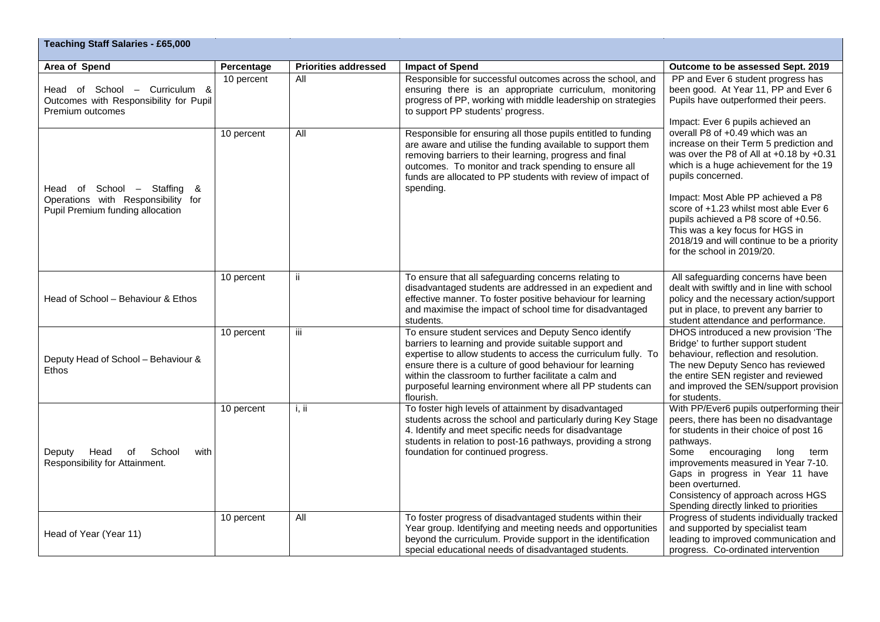| Teaching Staff Salaries - £65,000 | | | | |
|---|---|---|---|---|
| **Area of Spend** | **Percentage** | **Priorities addressed** | **Impact of Spend** | **Outcome to be assessed Sept. 2019** |
| Head of School – Curriculum & Outcomes with Responsibility for Pupil Premium outcomes | 10 percent | All | Responsible for successful outcomes across the school, and ensuring there is an appropriate curriculum, monitoring progress of PP, working with middle leadership on strategies to support PP students' progress. | PP and Ever 6 student progress has been good. At Year 11, PP and Ever 6 Pupils have outperformed their peers.<br><br>Impact: Ever 6 pupils achieved an overall P8 of +0.49 which was an increase on their Term 5 prediction and was over the P8 of All at +0.18 by +0.31 which is a huge achievement for the 19 pupils concerned.<br><br>Impact: Most Able PP achieved a P8 score of +1.23 whilst most able Ever 6 pupils achieved a P8 score of +0.56. This was a key focus for HGS in 2018/19 and will continue to be a priority for the school in 2019/20. |
| Head of School – Staffing & Operations with Responsibility for Pupil Premium funding allocation | 10 percent | All | Responsible for ensuring all those pupils entitled to funding are aware and utilise the funding available to support them removing barriers to their learning, progress and final outcomes. To monitor and track spending to ensure all funds are allocated to PP students with review of impact of spending. | |
| Head of School – Behaviour & Ethos | 10 percent | ii | To ensure that all safeguarding concerns relating to disadvantaged students are addressed in an expedient and effective manner. To foster positive behaviour for learning and maximise the impact of school time for disadvantaged students. | All safeguarding concerns have been dealt with swiftly and in line with school policy and the necessary action/support put in place, to prevent any barrier to student attendance and performance. |
| Deputy Head of School – Behaviour & Ethos | 10 percent | iii | To ensure student services and Deputy Senco identify barriers to learning and provide suitable support and expertise to allow students to access the curriculum fully. To ensure there is a culture of good behaviour for learning within the classroom to further facilitate a calm and purposeful learning environment where all PP students can flourish. | DHOS introduced a new provision 'The Bridge' to further support student behaviour, reflection and resolution. The new Deputy Senco has reviewed the entire SEN register and reviewed and improved the SEN/support provision for students. |
| Deputy Head of School with Responsibility for Attainment. | 10 percent | i, ii | To foster high levels of attainment by disadvantaged students across the school and particularly during Key Stage 4. Identify and meet specific needs for disadvantage students in relation to post-16 pathways, providing a strong foundation for continued progress. | With PP/Ever6 pupils outperforming their peers, there has been no disadvantage for students in their choice of post 16 pathways.<br>Some encouraging long term improvements measured in Year 7-10. Gaps in progress in Year 11 have been overturned.<br>Consistency of approach across HGS Spending directly linked to priorities |
| Head of Year (Year 11) | 10 percent | All | To foster progress of disadvantaged students within their Year group. Identifying and meeting needs and opportunities beyond the curriculum. Provide support in the identification special educational needs of disadvantaged students. | Progress of students individually tracked and supported by specialist team leading to improved communication and progress. Co-ordinated intervention |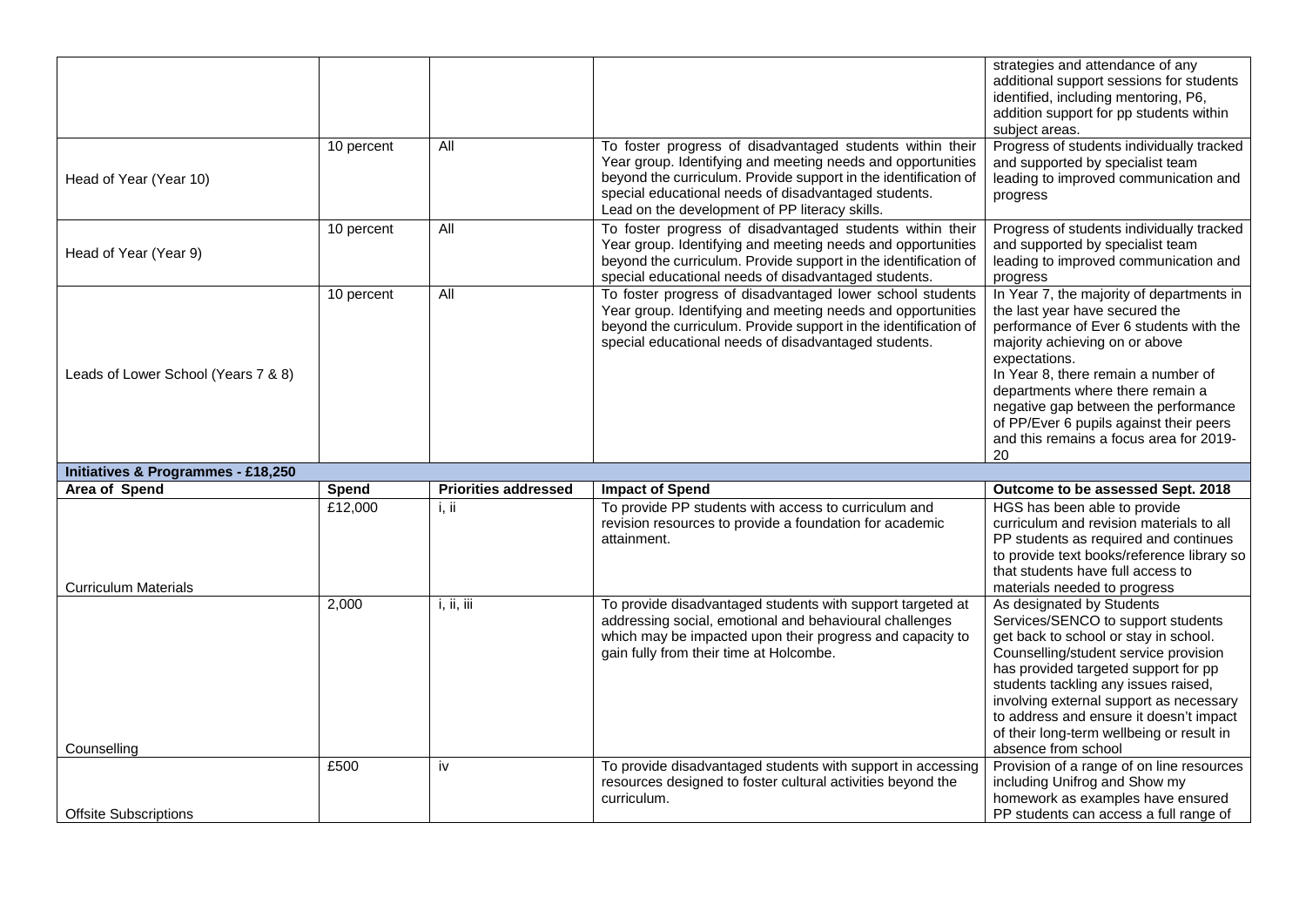| | | | | strategies and attendance of any additional support sessions for students identified, including mentoring, P6, addition support for pp students within subject areas. |
|---|---|---|---|---|
| Head of Year (Year 10) | 10 percent | All | To foster progress of disadvantaged students within their Year group. Identifying and meeting needs and opportunities beyond the curriculum. Provide support in the identification of special educational needs of disadvantaged students. Lead on the development of PP literacy skills. | Progress of students individually tracked and supported by specialist team leading to improved communication and progress |
| Head of Year (Year 9) | 10 percent | All | To foster progress of disadvantaged students within their Year group. Identifying and meeting needs and opportunities beyond the curriculum. Provide support in the identification of special educational needs of disadvantaged students. | Progress of students individually tracked and supported by specialist team leading to improved communication and progress |
| Leads of Lower School (Years 7 & 8) | 10 percent | All | To foster progress of disadvantaged lower school students Year group. Identifying and meeting needs and opportunities beyond the curriculum. Provide support in the identification of special educational needs of disadvantaged students. | In Year 7, the majority of departments in the last year have secured the performance of Ever 6 students with the majority achieving on or above expectations. In Year 8, there remain a number of departments where there remain a negative gap between the performance of PP/Ever 6 pupils against their peers and this remains a focus area for 2019-20 |
| **Initiatives & Programmes - £18,250** | | | | |
| **Area of Spend** | **Spend** | **Priorities addressed** | **Impact of Spend** | **Outcome to be assessed Sept. 2018** |
| Curriculum Materials | £12,000 | i, ii | To provide PP students with access to curriculum and revision resources to provide a foundation for academic attainment. | HGS has been able to provide curriculum and revision materials to all PP students as required and continues to provide text books/reference library so that students have full access to materials needed to progress |
| Counselling | 2,000 | i, ii, iii | To provide disadvantaged students with support targeted at addressing social, emotional and behavioural challenges which may be impacted upon their progress and capacity to gain fully from their time at Holcombe. | As designated by Students Services/SENCO to support students get back to school or stay in school. Counselling/student service provision has provided targeted support for pp students tackling any issues raised, involving external support as necessary to address and ensure it doesn't impact of their long-term wellbeing or result in absence from school |
| Offsite Subscriptions | £500 | iv | To provide disadvantaged students with support in accessing resources designed to foster cultural activities beyond the curriculum. | Provision of a range of on line resources including Unifrog and Show my homework as examples have ensured PP students can access a full range of |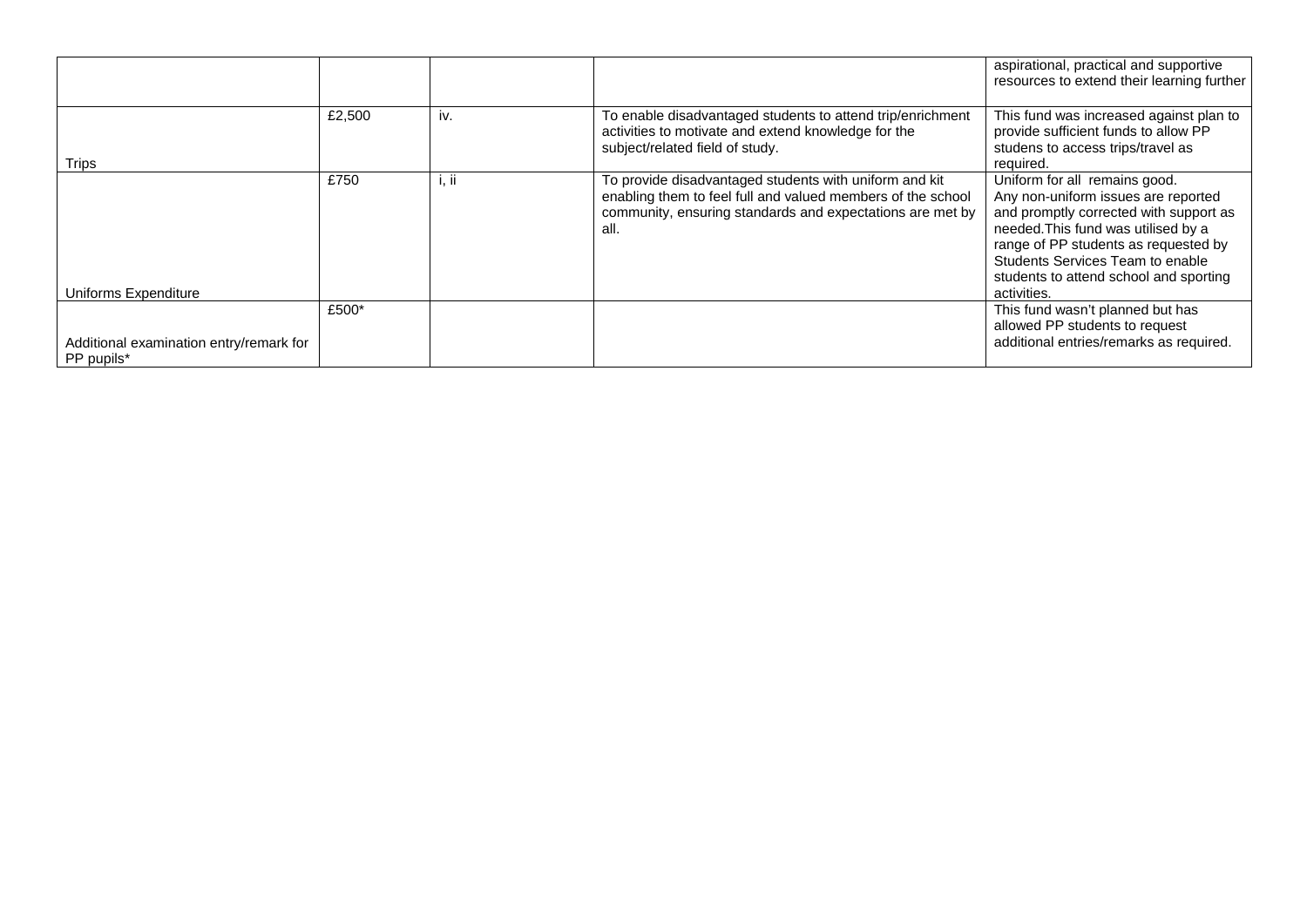| | | | | |
|---|---|---|---|---|
| | | | | aspirational, practical and supportive resources to extend their learning further |
| Trips | £2,500 | iv. | To enable disadvantaged students to attend trip/enrichment activities to motivate and extend knowledge for the subject/related field of study. | This fund was increased against plan to provide sufficient funds to allow PP studens to access trips/travel as required. |
| Uniforms Expenditure | £750 | i, ii | To provide disadvantaged students with uniform and kit enabling them to feel full and valued members of the school community, ensuring standards and expectations are met by all. | Uniform for all remains good. Any non-uniform issues are reported and promptly corrected with support as needed.This fund was utilised by a range of PP students as requested by Students Services Team to enable students to attend school and sporting activities. |
| Additional examination entry/remark for PP pupils* | £500* | | | This fund wasn't planned but has allowed PP students to request additional entries/remarks as required. |